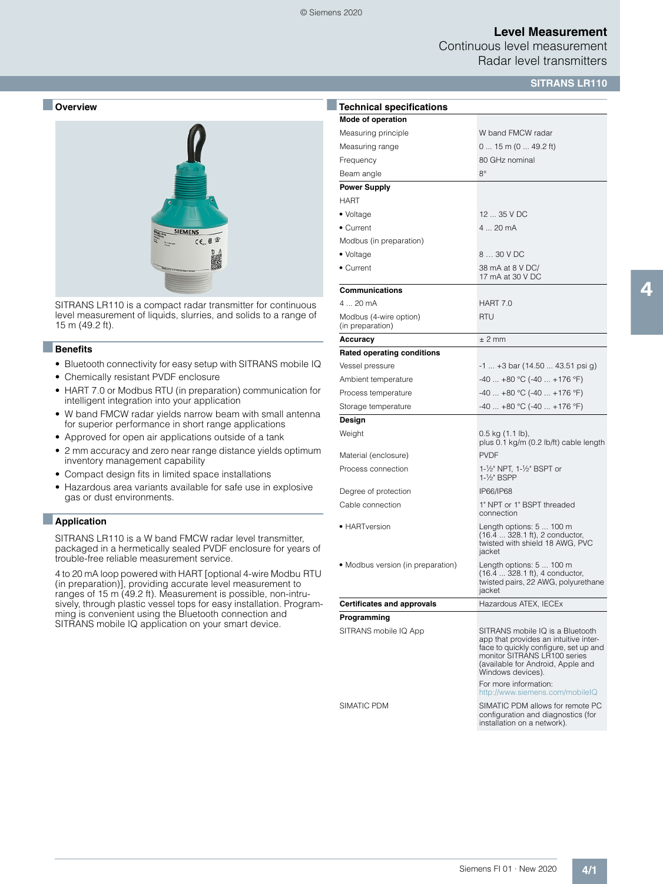# Level Measurement

## Continuous level measurement

## Radar level transmitters

## SITRANS LR110

### Overview

SITRANS LR110 is a compact radar transmitter for continuous level measurement of liquids, slurries, and solids to a range of 15 m (49.2 ft).

### Benefits

- Bluetooth connectivity for easy setup with SITRANS mobile IQ
- Chemically resistant PVDF enclosure
- HART 7.0 or Modbus RTU (in preparation) communication for intelligent integration into your application
- W band FMCW radar yields narrow beam with small antenna for superior performance in short range applications
- Approved for open air applications outside of a tank
- 2 mm accuracy and zero near range distance yields optimum inventory management capability
- Compact design fits in limited space installations
- Hazardous area variants available for safe use in explosive gas or dust environments.

### Application

SITRANS LR110 is a W band FMCW radar level transmitter, packaged in a hermetically sealed PVDF enclosure for years of trouble-free reliable measurement service.

4 to 20 mA loop powered with HART [optional 4-wire Modbu RTU (in preparation)], providing accurate level measurement to ranges of 15 m (49.2 ft). Measurement is possible, non-intrusively, through plastic vessel tops for easy installation. Programming is convenient using the Bluetooth connection and SITRANS mobile IQ application on your smart device.

### Technical specifications

| | |
|---|---|
| **Mode of operation** | |
| Measuring principle | W band FMCW radar |
| Measuring range | 0 ... 15 m (0 ... 49.2 ft) |
| Frequency | 80 GHz nominal |
| Beam angle | 8° |
| **Power Supply** | |
| HART | |
| • Voltage | 12 ... 35 V DC |
| • Current | 4 ... 20 mA |
| Modbus (in preparation) | |
| • Voltage | 8 … 30 V DC |
| • Current | 38 mA at 8 V DC/ 17 mA at 30 V DC |
| **Communications** | |
| 4 ... 20 mA | HART 7.0 |
| Modbus (4-wire option) (in preparation) | RTU |
| **Accuracy** | ± 2 mm |
| **Rated operating conditions** | |
| Vessel pressure | -1 ... +3 bar (14.50 ... 43.51 psi g) |
| Ambient temperature | -40 ... +80 °C (-40 ... +176 °F) |
| Process temperature | -40 ... +80 °C (-40 ... +176 °F) |
| Storage temperature | -40 ... +80 °C (-40 ... +176 °F) |
| **Design** | |
| Weight | 0.5 kg (1.1 lb), plus 0.1 kg/m (0.2 lb/ft) cable length |
| Material (enclosure) | PVDF |
| Process connection | 1-½" NPT, 1-½" BSPT or 1-½" BSPP |
| Degree of protection | IP66/IP68 |
| Cable connection | 1" NPT or 1" BSPT threaded connection |
| • HARTversion | Length options: 5 ... 100 m (16.4 ... 328.1 ft), 2 conductor, twisted with shield 18 AWG, PVC jacket |
| • Modbus version (in preparation) | Length options: 5 ... 100 m (16.4 ... 328.1 ft), 4 conductor, twisted pairs, 22 AWG, polyurethane jacket |
| **Certificates and approvals** | Hazardous ATEX, IECEx |
| **Programming** | |
| SITRANS mobile IQ App | SITRANS mobile IQ is a Bluetooth app that provides an intuitive interface to quickly configure, set up and monitor SITRANS LR100 series (available for Android, Apple and Windows devices). For more information: http://www.siemens.com/mobileIQ |
| SIMATIC PDM | SIMATIC PDM allows for remote PC configuration and diagnostics (for installation on a network). |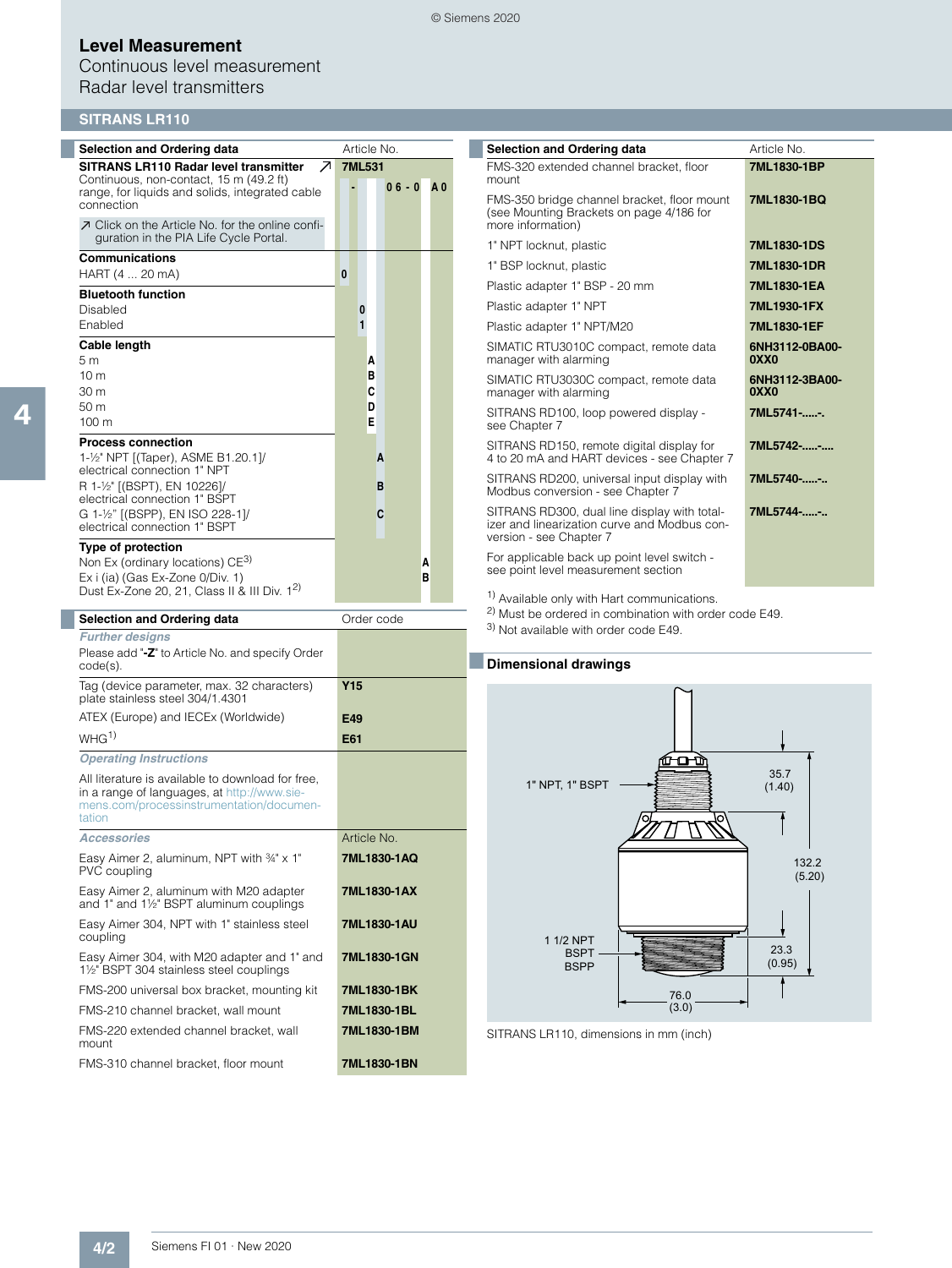# Level Measurement

Continuous level measurement

Radar level transmitters

## SITRANS LR110

| Selection and Ordering data | Article No. |
|---|---|
| **SITRANS LR110 Radar level transmitter** ↗ Continuous, non-contact, 15 m (49.2 ft) range, for liquids and solids, integrated cable connection | **7ML531 ■ - ■ ■ ■ 0 6 - 0 ■ A 0** |
| ↗ Click on the Article No. for the online configuration in the PIA Life Cycle Portal. | |
| **Communications** | |
| HART (4 ... 20 mA) | **0** |
| **Bluetooth function** | |
| Disabled | **0** |
| Enabled | **1** |
| **Cable length** | |
| 5 m | **A** |
| 10 m | **B** |
| 30 m | **C** |
| 50 m | **D** |
| 100 m | **E** |
| **Process connection** | |
| 1-½" NPT [(Taper), ASME B1.20.1]/ electrical connection 1" NPT | **A** |
| R 1-½" [(BSPT), EN 10226]/ electrical connection 1" BSPT | **B** |
| G 1-½" [(BSPP), EN ISO 228-1]/ electrical connection 1" BSPT | **C** |
| **Type of protection** | |
| Non Ex (ordinary locations) CE[3] | **A** |
| Ex i (ia) (Gas Ex-Zone 0/Div. 1) Dust Ex-Zone 20, 21, Class II & III Div. 1[2] | **B** |

| Selection and Ordering data | Order code |
|---|---|
| ***Further designs*** | |
| Please add "**-Z**" to Article No. and specify Order code(s). | |
| Tag (device parameter, max. 32 characters) plate stainless steel 304/1.4301 | **Y15** |
| ATEX (Europe) and IECEx (Worldwide) | **E49** |
| WHG[1] | **E61** |
| ***Operating Instructions*** | |
| All literature is available to download for free, in a range of languages, at http://www.siemens.com/processinstrumentation/documentation | |
| ***Accessories*** | Article No. |
| Easy Aimer 2, aluminum, NPT with ¾" x 1" PVC coupling | **7ML1830-1AQ** |
| Easy Aimer 2, aluminum with M20 adapter and 1" and 1½" BSPT aluminum couplings | **7ML1830-1AX** |
| Easy Aimer 304, NPT with 1" stainless steel coupling | **7ML1830-1AU** |
| Easy Aimer 304, with M20 adapter and 1" and 1½" BSPT 304 stainless steel couplings | **7ML1830-1GN** |
| FMS-200 universal box bracket, mounting kit | **7ML1830-1BK** |
| FMS-210 channel bracket, wall mount | **7ML1830-1BL** |
| FMS-220 extended channel bracket, wall mount | **7ML1830-1BM** |
| FMS-310 channel bracket, floor mount | **7ML1830-1BN** |

| Selection and Ordering data | Article No. |
|---|---|
| FMS-320 extended channel bracket, floor mount | **7ML1830-1BP** |
| FMS-350 bridge channel bracket, floor mount (see Mounting Brackets on page 4/186 for more information) | **7ML1830-1BQ** |
| 1" NPT locknut, plastic | **7ML1830-1DS** |
| 1" BSP locknut, plastic | **7ML1830-1DR** |
| Plastic adapter 1" BSP - 20 mm | **7ML1830-1EA** |
| Plastic adapter 1" NPT | **7ML1930-1FX** |
| Plastic adapter 1" NPT/M20 | **7ML1830-1EF** |
| SIMATIC RTU3010C compact, remote data manager with alarming | **6NH3112-0BA00-0XX0** |
| SIMATIC RTU3030C compact, remote data manager with alarming | **6NH3112-3BA00-0XX0** |
| SITRANS RD100, loop powered display - see Chapter 7 | **7ML5741-.....-.** |
| SITRANS RD150, remote digital display for 4 to 20 mA and HART devices - see Chapter 7 | **7ML5742-.....-....** |
| SITRANS RD200, universal input display with Modbus conversion - see Chapter 7 | **7ML5740-.....-..** |
| SITRANS RD300, dual line display with totalizer and linearization curve and Modbus conversion - see Chapter 7 | **7ML5744-.....-..** |
| For applicable back up point level switch - see point level measurement section | |

[1] Available only with Hart communications.

[2] Must be ordered in combination with order code E49.

[3] Not available with order code E49.

### Dimensional drawings

SITRANS LR110, dimensions in mm (inch)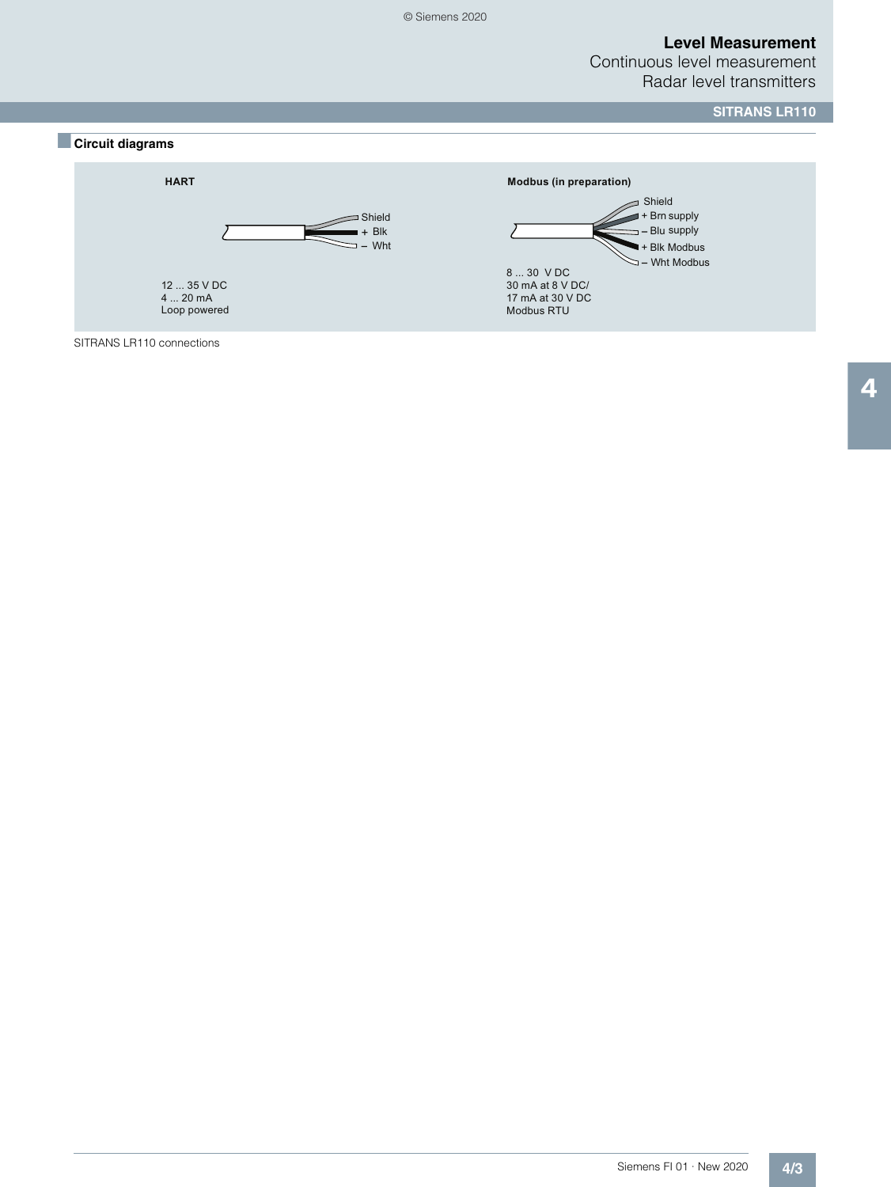## Circuit diagrams

**HART**

Shield
+ Blk
– Wht

12 ... 35 V DC
4 ... 20 mA
Loop powered

**Modbus (in preparation)**

Shield
+ Brn supply
– Blu supply
+ Blk Modbus
– Wht Modbus

8 ... 30 V DC
30 mA at 8 V DC/
17 mA at 30 V DC
Modbus RTU

SITRANS LR110 connections